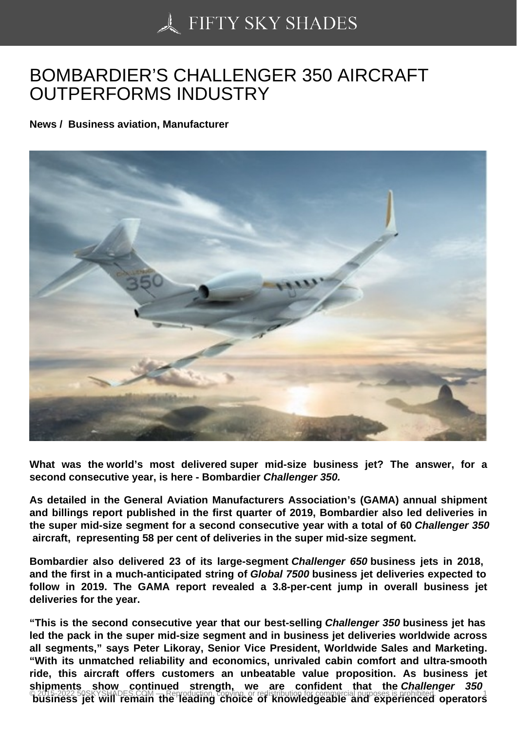# BOMBARDIER'S CHALLENGER 350 AIRCRAFT OUTPERFORMS INDUSTRY

**News / Business aviation, Manufacturer**

**What was the world's most delivered super mid-size business jet? The answer, for a second consecutive year, is here - Bombardier *Challenger 350.***

**As detailed in the General Aviation Manufacturers Association's (GAMA) annual shipment and billings report published in the first quarter of 2019, Bombardier also led deliveries in the super mid-size segment for a second consecutive year with a total of 60 *Challenger 350* aircraft, representing 58 per cent of deliveries in the super mid-size segment.**

**Bombardier also delivered 23 of its large-segment *Challenger 650* business jets in 2018, and the first in a much-anticipated string of *Global 7500* business jet deliveries expected to follow in 2019. The GAMA report revealed a 3.8-per-cent jump in overall business jet deliveries for the year.**

**"This is the second consecutive year that our best-selling *Challenger 350* business jet has led the pack in the super mid-size segment and in business jet deliveries worldwide across all segments," says Peter Likoray, Senior Vice President, Worldwide Sales and Marketing. "With its unmatched reliability and economics, unrivaled cabin comfort and ultra-smooth ride, this aircraft offers customers an unbeatable value proposition. As business jet shipments show continued strength, we are confident that the *Challenger 350* business jet will remain the leading choice of knowledgeable and experienced operators**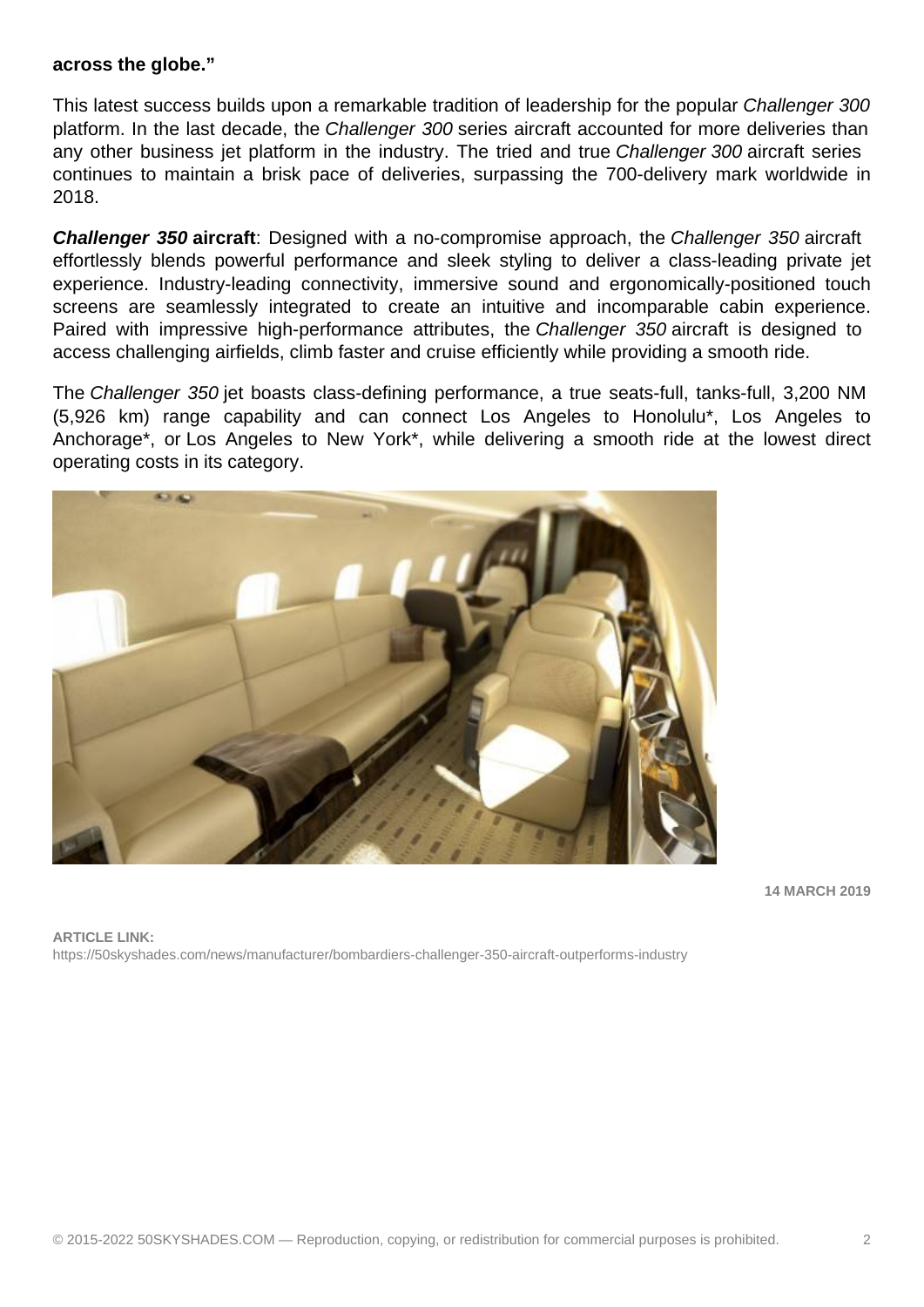**across the globe."**

This latest success builds upon a remarkable tradition of leadership for the popular *Challenger 300* platform. In the last decade, the *Challenger 300* series aircraft accounted for more deliveries than any other business jet platform in the industry. The tried and true *Challenger 300* aircraft series continues to maintain a brisk pace of deliveries, surpassing the 700-delivery mark worldwide in 2018.

***Challenger 350* aircraft**: Designed with a no-compromise approach, the *Challenger 350* aircraft effortlessly blends powerful performance and sleek styling to deliver a class-leading private jet experience. Industry-leading connectivity, immersive sound and ergonomically-positioned touch screens are seamlessly integrated to create an intuitive and incomparable cabin experience. Paired with impressive high-performance attributes, the *Challenger 350* aircraft is designed to access challenging airfields, climb faster and cruise efficiently while providing a smooth ride.

The *Challenger 350* jet boasts class-defining performance, a true seats-full, tanks-full, 3,200 NM (5,926 km) range capability and can connect Los Angeles to Honolulu*, Los Angeles to Anchorage*, or Los Angeles to New York*, while delivering a smooth ride at the lowest direct operating costs in its category.

**14 MARCH 2019**

**ARTICLE LINK:**
https://50skyshades.com/news/manufacturer/bombardiers-challenger-350-aircraft-outperforms-industry